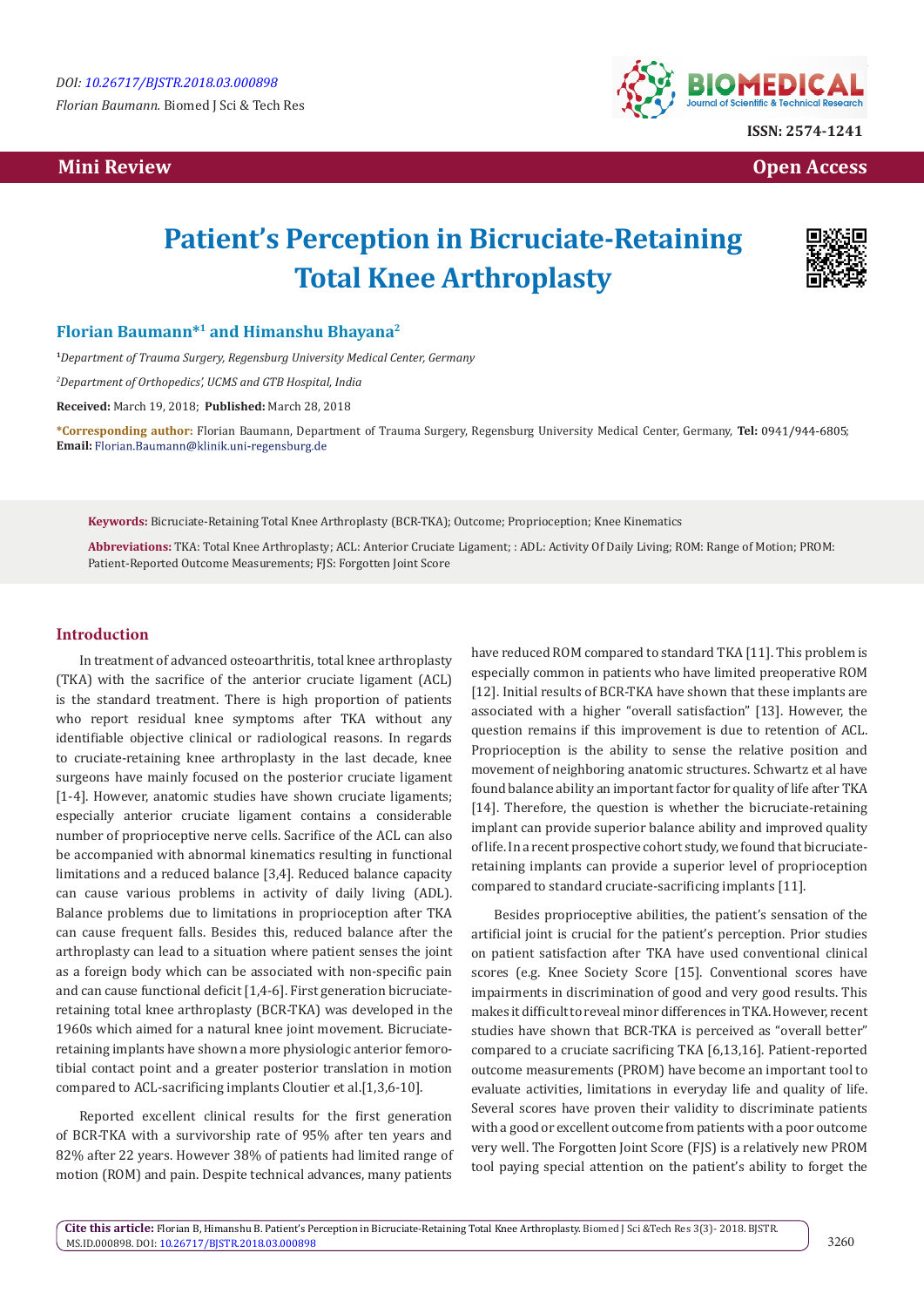DOI: 10.26717/BJSTR.2018.03.000898

Florian Baumann. Biomed J Sci & Tech Res

ISSN: 2574-1241

**Mini Review** **Open Access**

# Patient's Perception in Bicruciate-Retaining Total Knee Arthroplasty

**Florian Baumann*[1] and Himanshu Bhayana[2]**

[1]*Department of Trauma Surgery, Regensburg University Medical Center, Germany*

[2]*Department of Orthopedics', UCMS and GTB Hospital, India*

**Received:** March 19, 2018; **Published:** March 28, 2018

**\*Corresponding author:** Florian Baumann, Department of Trauma Surgery, Regensburg University Medical Center, Germany, **Tel:** 0941/944-6805; **Email:** Florian.Baumann@klinik.uni-regensburg.de

**Keywords:** Bicruciate-Retaining Total Knee Arthroplasty (BCR-TKA); Outcome; Proprioception; Knee Kinematics

**Abbreviations:** TKA: Total Knee Arthroplasty; ACL: Anterior Cruciate Ligament; : ADL: Activity Of Daily Living; ROM: Range of Motion; PROM: Patient-Reported Outcome Measurements; FJS: Forgotten Joint Score

## Introduction

In treatment of advanced osteoarthritis, total knee arthroplasty (TKA) with the sacrifice of the anterior cruciate ligament (ACL) is the standard treatment. There is high proportion of patients who report residual knee symptoms after TKA without any identifiable objective clinical or radiological reasons. In regards to cruciate-retaining knee arthroplasty in the last decade, knee surgeons have mainly focused on the posterior cruciate ligament [1-4]. However, anatomic studies have shown cruciate ligaments; especially anterior cruciate ligament contains a considerable number of proprioceptive nerve cells. Sacrifice of the ACL can also be accompanied with abnormal kinematics resulting in functional limitations and a reduced balance [3,4]. Reduced balance capacity can cause various problems in activity of daily living (ADL). Balance problems due to limitations in proprioception after TKA can cause frequent falls. Besides this, reduced balance after the arthroplasty can lead to a situation where patient senses the joint as a foreign body which can be associated with non-specific pain and can cause functional deficit [1,4-6]. First generation bicruciate-retaining total knee arthroplasty (BCR-TKA) was developed in the 1960s which aimed for a natural knee joint movement. Bicruciate-retaining implants have shown a more physiologic anterior femoro-tibial contact point and a greater posterior translation in motion compared to ACL-sacrificing implants Cloutier et al.[1,3,6-10].

Reported excellent clinical results for the first generation of BCR-TKA with a survivorship rate of 95% after ten years and 82% after 22 years. However 38% of patients had limited range of motion (ROM) and pain. Despite technical advances, many patients have reduced ROM compared to standard TKA [11]. This problem is especially common in patients who have limited preoperative ROM [12]. Initial results of BCR-TKA have shown that these implants are associated with a higher "overall satisfaction" [13]. However, the question remains if this improvement is due to retention of ACL. Proprioception is the ability to sense the relative position and movement of neighboring anatomic structures. Schwartz et al have found balance ability an important factor for quality of life after TKA [14]. Therefore, the question is whether the bicruciate-retaining implant can provide superior balance ability and improved quality of life. In a recent prospective cohort study, we found that bicruciate-retaining implants can provide a superior level of proprioception compared to standard cruciate-sacrificing implants [11].

Besides proprioceptive abilities, the patient's sensation of the artificial joint is crucial for the patient's perception. Prior studies on patient satisfaction after TKA have used conventional clinical scores (e.g. Knee Society Score [15]. Conventional scores have impairments in discrimination of good and very good results. This makes it difficult to reveal minor differences in TKA. However, recent studies have shown that BCR-TKA is perceived as "overall better" compared to a cruciate sacrificing TKA [6,13,16]. Patient-reported outcome measurements (PROM) have become an important tool to evaluate activities, limitations in everyday life and quality of life. Several scores have proven their validity to discriminate patients with a good or excellent outcome from patients with a poor outcome very well. The Forgotten Joint Score (FJS) is a relatively new PROM tool paying special attention on the patient's ability to forget the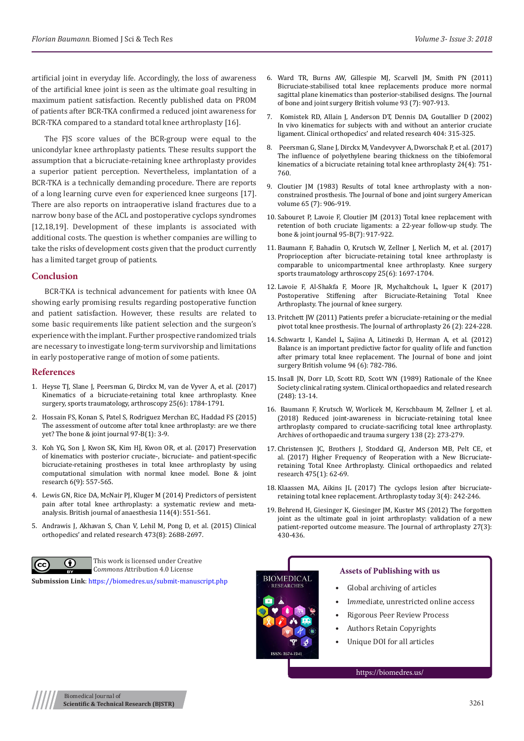artificial joint in everyday life. Accordingly, the loss of awareness of the artificial knee joint is seen as the ultimate goal resulting in maximum patient satisfaction. Recently published data on PROM of patients after BCR-TKA confirmed a reduced joint awareness for BCR-TKA compared to a standard total knee arthroplasty [16].

The FJS score values of the BCR-group were equal to the unicondylar knee arthroplasty patients. These results support the assumption that a bicruciate-retaining knee arthroplasty provides a superior patient perception. Nevertheless, implantation of a BCR-TKA is a technically demanding procedure. There are reports of a long learning curve even for experienced knee surgeons [17]. There are also reports on intraoperative island fractures due to a narrow bony base of the ACL and postoperative cyclops syndromes [12,18,19]. Development of these implants is associated with additional costs. The question is whether companies are willing to take the risks of development costs given that the product currently has a limited target group of patients.

## Conclusion

BCR-TKA is technical advancement for patients with knee OA showing early promising results regarding postoperative function and patient satisfaction. However, these results are related to some basic requirements like patient selection and the surgeon's experience with the implant. Further prospective randomized trials are necessary to investigate long-term survivorship and limitations in early postoperative range of motion of some patients.

## References

1. Heyse TJ, Slane J, Peersman G, Dirckx M, van de Vyver A, et al. (2017) Kinematics of a bicruciate-retaining total knee arthroplasty. Knee surgery, sports traumatology, arthroscopy 25(6): 1784-1791.
2. Hossain FS, Konan S, Patel S, Rodriguez Merchan EC, Haddad FS (2015) The assessment of outcome after total knee arthroplasty: are we there yet? The bone & joint journal 97-B(1): 3-9.
3. Koh YG, Son J, Kwon SK, Kim HJ, Kwon OR, et al. (2017) Preservation of kinematics with posterior cruciate-, bicruciate- and patient-specific bicruciate-retaining prostheses in total knee arthroplasty by using computational simulation with normal knee model. Bone & joint research 6(9): 557-565.
4. Lewis GN, Rice DA, McNair PJ, Kluger M (2014) Predictors of persistent pain after total knee arthroplasty: a systematic review and meta-analysis. British journal of anaesthesia 114(4): 551-561.
5. Andrawis J, Akhavan S, Chan V, Lehil M, Pong D, et al. (2015) Clinical orthopedics' and related research 473(8): 2688-2697.
6. Ward TR, Burns AW, Gillespie MJ, Scarvell JM, Smith PN (2011) Bicruciate-stabilised total knee replacements produce more normal sagittal plane kinematics than posterior-stabilised designs. The Journal of bone and joint surgery British volume 93 (7): 907-913.
7. Komistek RD, Allain J, Anderson DT, Dennis DA, Goutallier D (2002) In vivo kinematics for subjects with and without an anterior cruciate ligament. Clinical orthopedics' and related research 404: 315-325.
8. Peersman G, Slane J, Dirckx M, Vandevyver A, Dworschak P, et al. (2017) The influence of polyethylene bearing thickness on the tibiofemoral kinematics of a bicruciate retaining total knee arthroplasty 24(4): 751-760.
9. Cloutier JM (1983) Results of total knee arthroplasty with a non-constrained prosthesis. The Journal of bone and joint surgery American volume 65 (7): 906-919.
10. Sabouret P, Lavoie F, Cloutier JM (2013) Total knee replacement with retention of both cruciate ligaments: a 22-year follow-up study. The bone & joint journal 95-B(7): 917-922.
11. Baumann F, Bahadin O, Krutsch W, Zellner J, Nerlich M, et al. (2017) Proprioception after bicruciate-retaining total knee arthroplasty is comparable to unicompartmental knee arthroplasty. Knee surgery sports traumatology arthroscopy 25(6): 1697-1704.
12. Lavoie F, Al-Shakfa F, Moore JR, Mychaltchouk L, Iguer K (2017) Postoperative Stiffening after Bicruciate-Retaining Total Knee Arthroplasty. The journal of knee surgery.
13. Pritchett JW (2011) Patients prefer a bicruciate-retaining or the medial pivot total knee prosthesis. The Journal of arthroplasty 26 (2): 224-228.
14. Schwartz I, Kandel L, Sajina A, Litinezki D, Herman A, et al. (2012) Balance is an important predictive factor for quality of life and function after primary total knee replacement. The Journal of bone and joint surgery British volume 94 (6): 782-786.
15. Insall JN, Dorr LD, Scott RD, Scott WN (1989) Rationale of the Knee Society clinical rating system. Clinical orthopaedics and related research (248): 13-14.
16. Baumann F, Krutsch W, Worlicek M, Kerschbaum M, Zellner J, et al. (2018) Reduced joint-awareness in bicruciate-retaining total knee arthroplasty compared to cruciate-sacrificing total knee arthroplasty. Archives of orthopaedic and trauma surgery 138 (2): 273-279.
17. Christensen JC, Brothers J, Stoddard GJ, Anderson MB, Pelt CE, et al. (2017) Higher Frequency of Reoperation with a New Bicruciate-retaining Total Knee Arthroplasty. Clinical orthopaedics and related research 475(1): 62-69.
18. Klaassen MA, Aikins JL (2017) The cyclops lesion after bicruciate-retaining total knee replacement. Arthroplasty today 3(4): 242-246.
19. Behrend H, Giesinger K, Giesinger JM, Kuster MS (2012) The forgotten joint as the ultimate goal in joint arthroplasty: validation of a new patient-reported outcome measure. The Journal of arthroplasty 27(3): 430-436.

This work is licensed under Creative Commons Attribution 4.0 License

**Submission Link**: https://biomedres.us/submit-manuscript.php

### Assets of Publishing with us

- Global archiving of articles
- Immediate, unrestricted online access
- Rigorous Peer Review Process
- Authors Retain Copyrights
- Unique DOI for all articles

https://biomedres.us/